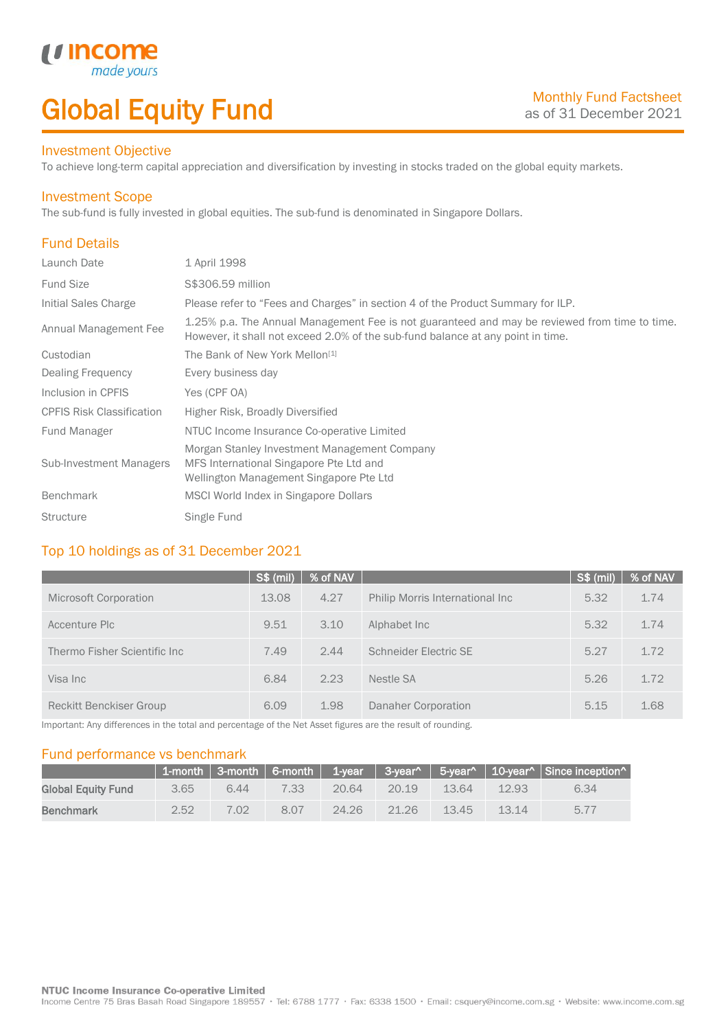income made yours

# Global Equity Fund

Monthly Fund Factsheet
as of 31 December 2021

## Investment Objective

To achieve long-term capital appreciation and diversification by investing in stocks traded on the global equity markets.

## Investment Scope

The sub-fund is fully invested in global equities. The sub-fund is denominated in Singapore Dollars.

## Fund Details

| | |
|---|---|
| Launch Date | 1 April 1998 |
| Fund Size | S$306.59 million |
| Initial Sales Charge | Please refer to "Fees and Charges" in section 4 of the Product Summary for ILP. |
| Annual Management Fee | 1.25% p.a. The Annual Management Fee is not guaranteed and may be reviewed from time to time. However, it shall not exceed 2.0% of the sub-fund balance at any point in time. |
| Custodian | The Bank of New York Mellon[1] |
| Dealing Frequency | Every business day |
| Inclusion in CPFIS | Yes (CPF OA) |
| CPFIS Risk Classification | Higher Risk, Broadly Diversified |
| Fund Manager | NTUC Income Insurance Co-operative Limited |
| Sub-Investment Managers | Morgan Stanley Investment Management Company<br>MFS International Singapore Pte Ltd and<br>Wellington Management Singapore Pte Ltd |
| Benchmark | MSCI World Index in Singapore Dollars |
| Structure | Single Fund |

## Top 10 holdings as of 31 December 2021

| | S$ (mil) | % of NAV | | S$ (mil) | % of NAV |
|---|---|---|---|---|---|
| Microsoft Corporation | 13.08 | 4.27 | Philip Morris International Inc | 5.32 | 1.74 |
| Accenture Plc | 9.51 | 3.10 | Alphabet Inc | 5.32 | 1.74 |
| Thermo Fisher Scientific Inc | 7.49 | 2.44 | Schneider Electric SE | 5.27 | 1.72 |
| Visa Inc | 6.84 | 2.23 | Nestle SA | 5.26 | 1.72 |
| Reckitt Benckiser Group | 6.09 | 1.98 | Danaher Corporation | 5.15 | 1.68 |

Important: Any differences in the total and percentage of the Net Asset figures are the result of rounding.

## Fund performance vs benchmark

| | 1-month | 3-month | 6-month | 1-year | 3-year^ | 5-year^ | 10-year^ | Since inception^ |
|---|---|---|---|---|---|---|---|---|
| **Global Equity Fund** | 3.65 | 6.44 | 7.33 | 20.64 | 20.19 | 13.64 | 12.93 | 6.34 |
| **Benchmark** | 2.52 | 7.02 | 8.07 | 24.26 | 21.26 | 13.45 | 13.14 | 5.77 |

**NTUC Income Insurance Co-operative Limited**
Income Centre 75 Bras Basah Road Singapore 189557 • Tel: 6788 1777 • Fax: 6338 1500 • Email: csquery@income.com.sg • Website: www.income.com.sg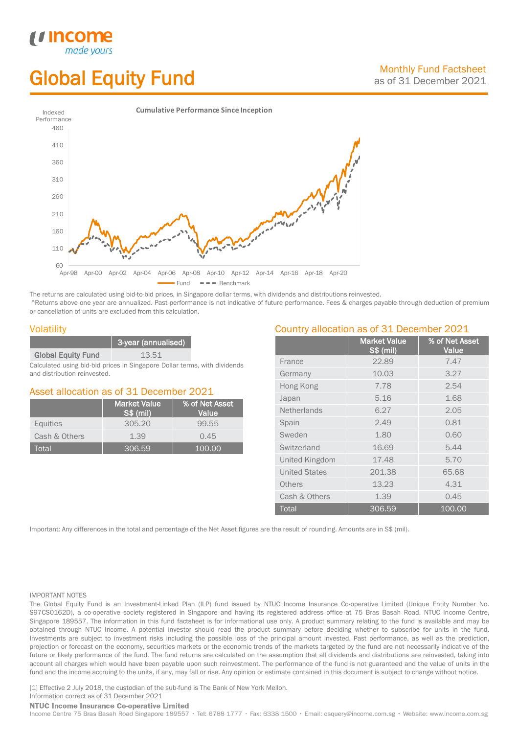# Global Equity Fund

Monthly Fund Factsheet
as of 31 December 2021

Cumulative Performance Since Inception

Indexed Performance

460
410
360
310
260
210
160
110
60

Apr-98 Apr-00 Apr-02 Apr-04 Apr-06 Apr-08 Apr-10 Apr-12 Apr-14 Apr-16 Apr-18 Apr-20

Fund — Benchmark

The returns are calculated using bid-to-bid prices, in Singapore dollar terms, with dividends and distributions reinvested.
^Returns above one year are annualized. Past performance is not indicative of future performance. Fees & charges payable through deduction of premium or cancellation of units are excluded from this calculation.

## Volatility

| | 3-year (annualised) |
|---|---|
| Global Equity Fund | 13.51 |

Calculated using bid-bid prices in Singapore Dollar terms, with dividends and distribution reinvested.

## Asset allocation as of 31 December 2021

| | Market Value S$ (mil) | % of Net Asset Value |
|---|---|---|
| Equities | 305.20 | 99.55 |
| Cash & Others | 1.39 | 0.45 |
| Total | 306.59 | 100.00 |

## Country allocation as of 31 December 2021

| | Market Value S$ (mil) | % of Net Asset Value |
|---|---|---|
| France | 22.89 | 7.47 |
| Germany | 10.03 | 3.27 |
| Hong Kong | 7.78 | 2.54 |
| Japan | 5.16 | 1.68 |
| Netherlands | 6.27 | 2.05 |
| Spain | 2.49 | 0.81 |
| Sweden | 1.80 | 0.60 |
| Switzerland | 16.69 | 5.44 |
| United Kingdom | 17.48 | 5.70 |
| United States | 201.38 | 65.68 |
| Others | 13.23 | 4.31 |
| Cash & Others | 1.39 | 0.45 |
| Total | 306.59 | 100.00 |

Important: Any differences in the total and percentage of the Net Asset figures are the result of rounding. Amounts are in S$ (mil).

IMPORTANT NOTES

The Global Equity Fund is an Investment-Linked Plan (ILP) fund issued by NTUC Income Insurance Co-operative Limited (Unique Entity Number No. S97CS0162D), a co-operative society registered in Singapore and having its registered address office at 75 Bras Basah Road, NTUC Income Centre, Singapore 189557. The information in this fund factsheet is for informational use only. A product summary relating to the fund is available and may be obtained through NTUC Income. A potential investor should read the product summary before deciding whether to subscribe for units in the fund. Investments are subject to investment risks including the possible loss of the principal amount invested. Past performance, as well as the prediction, projection or forecast on the economy, securities markets or the economic trends of the markets targeted by the fund are not necessarily indicative of the future or likely performance of the fund. The fund returns are calculated on the assumption that all dividends and distributions are reinvested, taking into account all charges which would have been payable upon such reinvestment. The performance of the fund is not guaranteed and the value of units in the fund and the income accruing to the units, if any, may fall or rise. Any opinion or estimate contained in this document is subject to change without notice.

[1] Effective 2 July 2018, the custodian of the sub-fund is The Bank of New York Mellon.
Information correct as of 31 December 2021

**NTUC Income Insurance Co-operative Limited**
Income Centre 75 Bras Basah Road Singapore 189557 · Tel: 6788 1777 · Fax: 6338 1500 · Email: csquery@income.com.sg · Website: www.income.com.sg